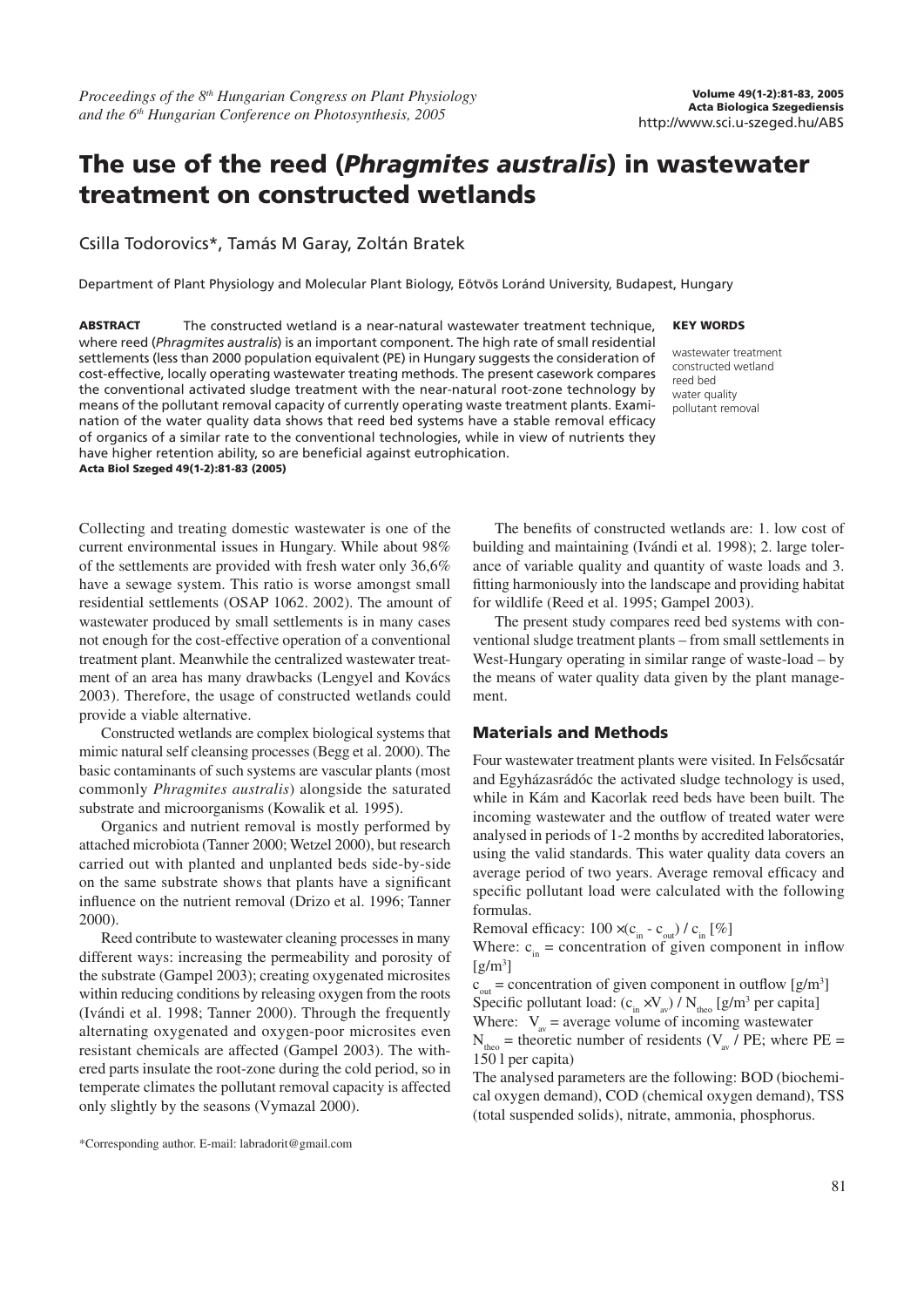# The use of the reed (*Phragmites australis*) in wastewater treatment on constructed wetlands

Csilla Todorovics*, Tamás M Garay, Zoltán Bratek

Department of Plant Physiology and Molecular Plant Biology, Eötvös Loránd University, Budapest, Hungary

**ABSTRACT** The constructed wetland is a near-natural wastewater treatment technique, where reed (*Phragmites australis*) is an important component. The high rate of small residential settlements (less than 2000 population equivalent (PE) in Hungary suggests the consideration of cost-effective, locally operating wastewater treating methods. The present casework compares the conventional activated sludge treatment with the near-natural root-zone technology by means of the pollutant removal capacity of currently operating waste treatment plants. Examination of the water quality data shows that reed bed systems have a stable removal efficacy of organics of a similar rate to the conventional technologies, while in view of nutrients they have higher retention ability, so are beneficial against eutrophication.
**Acta Biol Szeged 49(1-2):81-83 (2005)**

**KEY WORDS**

wastewater treatment
constructed wetland
reed bed
water quality
pollutant removal

Collecting and treating domestic wastewater is one of the current environmental issues in Hungary. While about 98% of the settlements are provided with fresh water only 36,6% have a sewage system. This ratio is worse amongst small residential settlements (OSAP 1062. 2002). The amount of wastewater produced by small settlements is in many cases not enough for the cost-effective operation of a conventional treatment plant. Meanwhile the centralized wastewater treatment of an area has many drawbacks (Lengyel and Kovács 2003). Therefore, the usage of constructed wetlands could provide a viable alternative.

Constructed wetlands are complex biological systems that mimic natural self cleansing processes (Begg et al. 2000). The basic contaminants of such systems are vascular plants (most commonly *Phragmites australis*) alongside the saturated substrate and microorganisms (Kowalik et al. 1995).

Organics and nutrient removal is mostly performed by attached microbiota (Tanner 2000; Wetzel 2000), but research carried out with planted and unplanted beds side-by-side on the same substrate shows that plants have a significant influence on the nutrient removal (Drizo et al. 1996; Tanner 2000).

Reed contribute to wastewater cleaning processes in many different ways: increasing the permeability and porosity of the substrate (Gampel 2003); creating oxygenated microsites within reducing conditions by releasing oxygen from the roots (Ivándi et al. 1998; Tanner 2000). Through the frequently alternating oxygenated and oxygen-poor microsites even resistant chemicals are affected (Gampel 2003). The withered parts insulate the root-zone during the cold period, so in temperate climates the pollutant removal capacity is affected only slightly by the seasons (Vymazal 2000).

The benefits of constructed wetlands are: 1. low cost of building and maintaining (Ivándi et al. 1998); 2. large tolerance of variable quality and quantity of waste loads and 3. fitting harmoniously into the landscape and providing habitat for wildlife (Reed et al. 1995; Gampel 2003).

The present study compares reed bed systems with conventional sludge treatment plants – from small settlements in West-Hungary operating in similar range of waste-load – by the means of water quality data given by the plant management.

## Materials and Methods

Four wastewater treatment plants were visited. In Felsőcsatár and Egyházasrádóc the activated sludge technology is used, while in Kám and Kacorlak reed beds have been built. The incoming wastewater and the outflow of treated water were analysed in periods of 1-2 months by accredited laboratories, using the valid standards. This water quality data covers an average period of two years. Average removal efficacy and specific pollutant load were calculated with the following formulas.

Removal efficacy: $100 \times (c_{in} - c_{out}) / c_{in}$ [%]

Where: $c_{in}$ = concentration of given component in inflow [$g/m^3$]

$c_{out}$ = concentration of given component in outflow [$g/m^3$]

Specific pollutant load: $(c_{in} \times V_{av}) / N_{theo}$ [$g/m^3$ per capita]

Where: $V_{av}$ = average volume of incoming wastewater

$N_{theo}$ = theoretic number of residents ($V_{av}$ / PE; where PE = 150 l per capita)

The analysed parameters are the following: BOD (biochemical oxygen demand), COD (chemical oxygen demand), TSS (total suspended solids), nitrate, ammonia, phosphorus.

*Corresponding author. E-mail: labradorit@gmail.com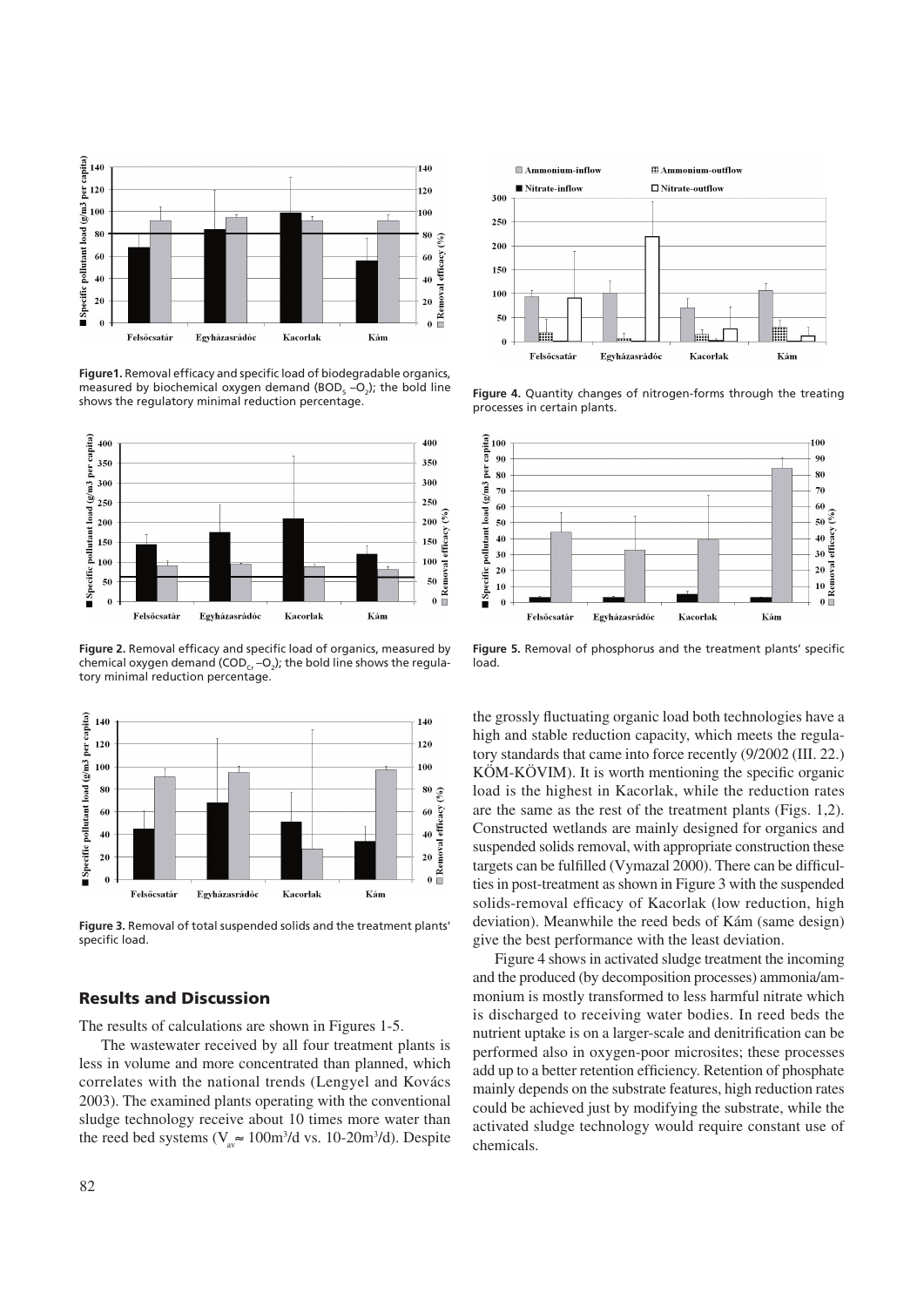**Figure1.** Removal efficacy and specific load of biodegradable organics, measured by biochemical oxygen demand ($BOD_5$ $-O_2$); the bold line shows the regulatory minimal reduction percentage.

**Figure 2.** Removal efficacy and specific load of organics, measured by chemical oxygen demand ($COD_{Cr}$ $-O_2$); the bold line shows the regulatory minimal reduction percentage.

**Figure 3.** Removal of total suspended solids and the treatment plants' specific load.

**Figure 4.** Quantity changes of nitrogen-forms through the treating processes in certain plants.

**Figure 5.** Removal of phosphorus and the treatment plants' specific load.

## Results and Discussion

The results of calculations are shown in Figures 1-5.

The wastewater received by all four treatment plants is less in volume and more concentrated than planned, which correlates with the national trends (Lengyel and Kovács 2003). The examined plants operating with the conventional sludge technology receive about 10 times more water than the reed bed systems ($V_{av} \approx 100 m^3/d$ vs. 10-20$m^3$/d). Despite the grossly fluctuating organic load both technologies have a high and stable reduction capacity, which meets the regulatory standards that came into force recently (9/2002 (III. 22.) KÖM-KÖVIM). It is worth mentioning the specific organic load is the highest in Kacorlak, while the reduction rates are the same as the rest of the treatment plants (Figs. 1,2). Constructed wetlands are mainly designed for organics and suspended solids removal, with appropriate construction these targets can be fulfilled (Vymazal 2000). There can be difficulties in post-treatment as shown in Figure 3 with the suspended solids-removal efficacy of Kacorlak (low reduction, high deviation). Meanwhile the reed beds of Kám (same design) give the best performance with the least deviation.

Figure 4 shows in activated sludge treatment the incoming and the produced (by decomposition processes) ammonia/ammonium is mostly transformed to less harmful nitrate which is discharged to receiving water bodies. In reed beds the nutrient uptake is on a larger-scale and denitrification can be performed also in oxygen-poor microsites; these processes add up to a better retention efficiency. Retention of phosphate mainly depends on the substrate features, high reduction rates could be achieved just by modifying the substrate, while the activated sludge technology would require constant use of chemicals.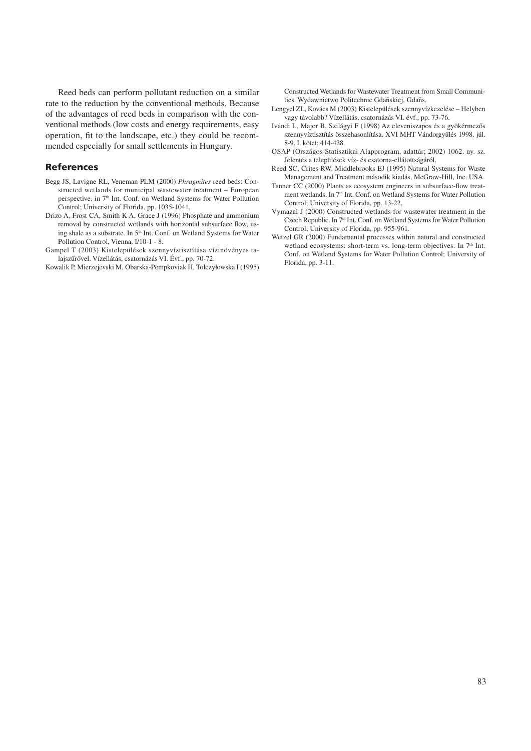Reed beds can perform pollutant reduction on a similar rate to the reduction by the conventional methods. Because of the advantages of reed beds in comparison with the conventional methods (low costs and energy requirements, easy operation, fit to the landscape, etc.) they could be recommended especially for small settlements in Hungary.

## References

Begg JS, Lavigne RL, Veneman PLM (2000) *Phragmites* reed beds: Constructed wetlands for municipal wastewater treatment – European perspective. in 7th Int. Conf. on Wetland Systems for Water Pollution Control; University of Florida, pp. 1035-1041.

Drizo A, Frost CA, Smith K A, Grace J (1996) Phosphate and ammonium removal by constructed wetlands with horizontal subsurface flow, using shale as a substrate. In 5th Int. Conf. on Wetland Systems for Water Pollution Control, Vienna, I/10-1 - 8.

Gampel T (2003) Kistelepülések szennyvíztisztítása vízinövényes talajszűrővel. Vízellátás, csatornázás VI. Évf., pp. 70-72.

Kowalik P, Mierzejevski M, Obarska-Pempkoviak H, Tolczylowska I (1995) Constructed Wetlands for Wastewater Treatment from Small Communities. Wydawnictwo Politechnic Gdańskiej, Gdańs.

Lengyel ZL, Kovács M (2003) Kistelepülések szennyvízkezelése – Helyben vagy távolabb? Vízellátás, csatornázás VI. évf., pp. 73-76.

Ivándi L, Major B, Szilágyi F (1998) Az eleveniszapos és a gyökérmezős szennyvíztisztítás összehasonlítása. XVI MHT Vándorgyűlés 1998. júl. 8-9. I. kötet: 414-428.

OSAP (Országos Statisztikai Alapprogram, adattár; 2002) 1062. ny. sz. Jelentés a települések víz- és csatorna-ellátottságáról.

Reed SC, Crites RW, Middlebrooks EJ (1995) Natural Systems for Waste Management and Treatment második kiadás, McGraw-Hill, Inc. USA.

Tanner CC (2000) Plants as ecosystem engineers in subsurface-flow treatment wetlands. In 7th Int. Conf. on Wetland Systems for Water Pollution Control; University of Florida, pp. 13-22.

Vymazal J (2000) Constructed wetlands for wastewater treatment in the Czech Republic. In 7th Int. Conf. on Wetland Systems for Water Pollution Control; University of Florida, pp. 955-961.

Wetzel GR (2000) Fundamental processes within natural and constructed wetland ecosystems: short-term vs. long-term objectives. In 7th Int. Conf. on Wetland Systems for Water Pollution Control; University of Florida, pp. 3-11.